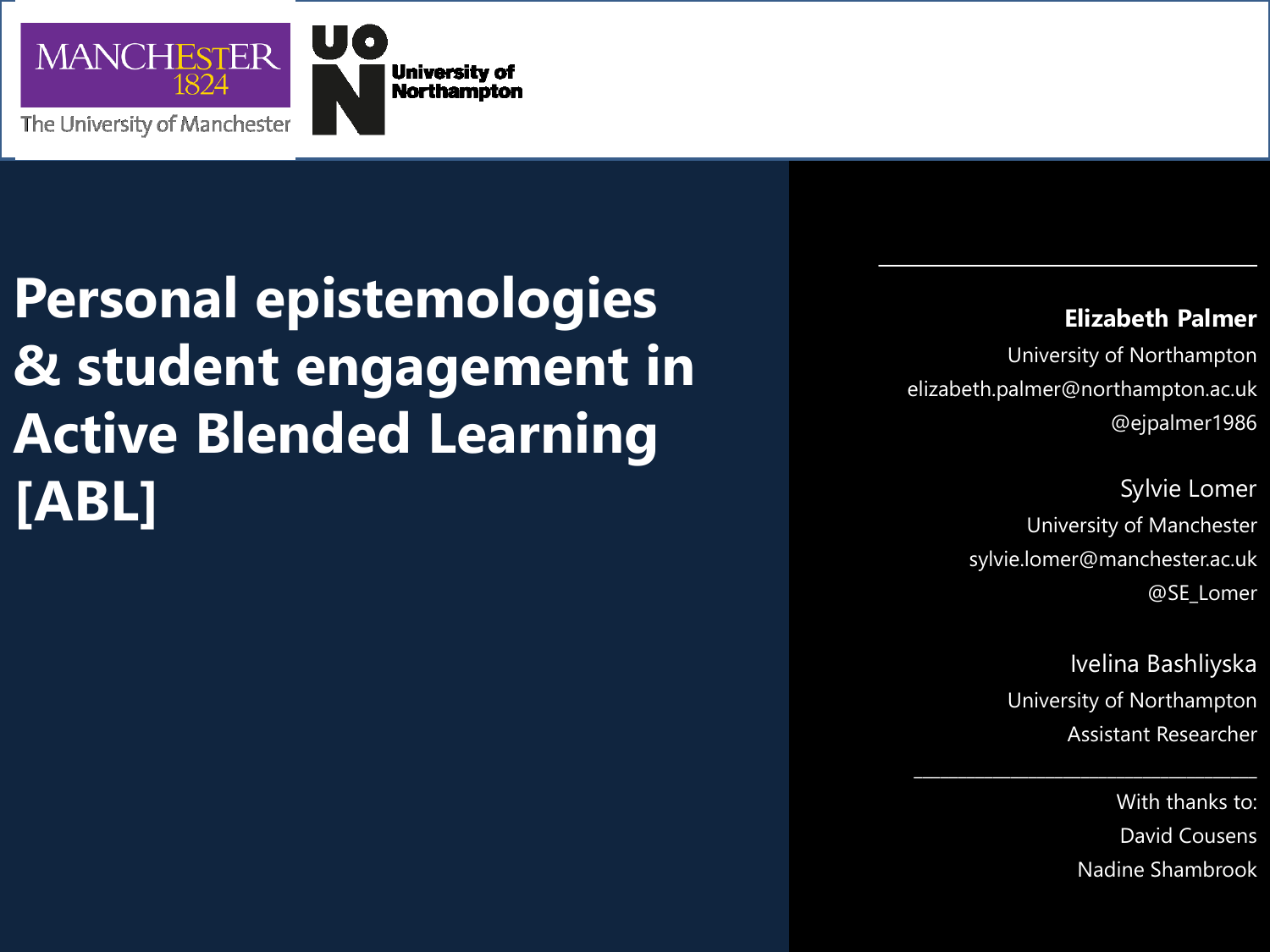# Personal epistemologies & student engagement in Active Blended Learning [ABL]

**Elizabeth Palmer**
University of Northampton
elizabeth.palmer@northampton.ac.uk
@ejpalmer1986

Sylvie Lomer
University of Manchester
sylvie.lomer@manchester.ac.uk
@SE_Lomer

Ivelina Bashliyska
University of Northampton
Assistant Researcher

With thanks to:
David Cousens
Nadine Shambrook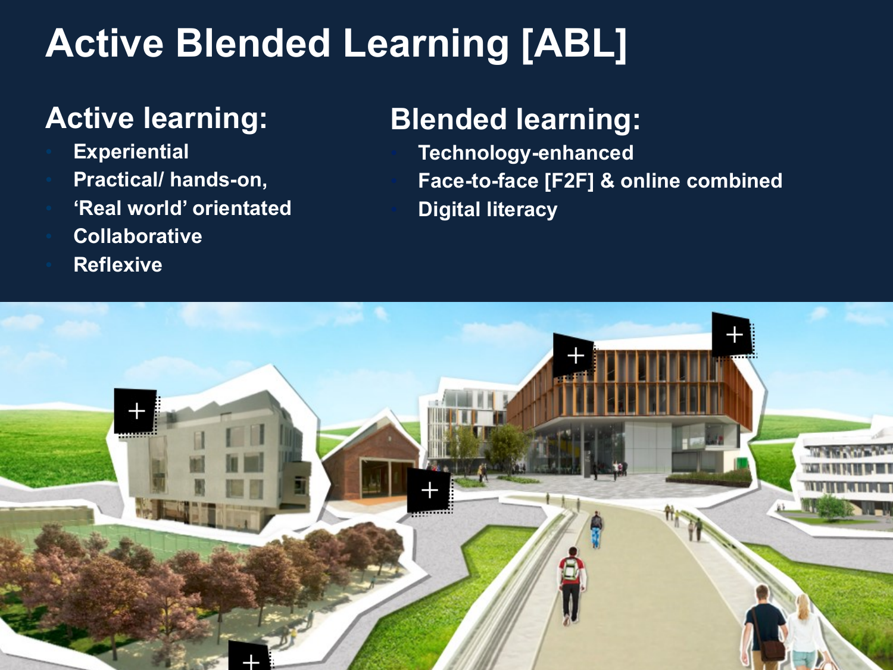# Active Blended Learning [ABL]

## Active learning:

- Experiential
- Practical/ hands-on,
- 'Real world' orientated
- Collaborative
- Reflexive

## Blended learning:

- Technology-enhanced
- Face-to-face [F2F] & online combined
- Digital literacy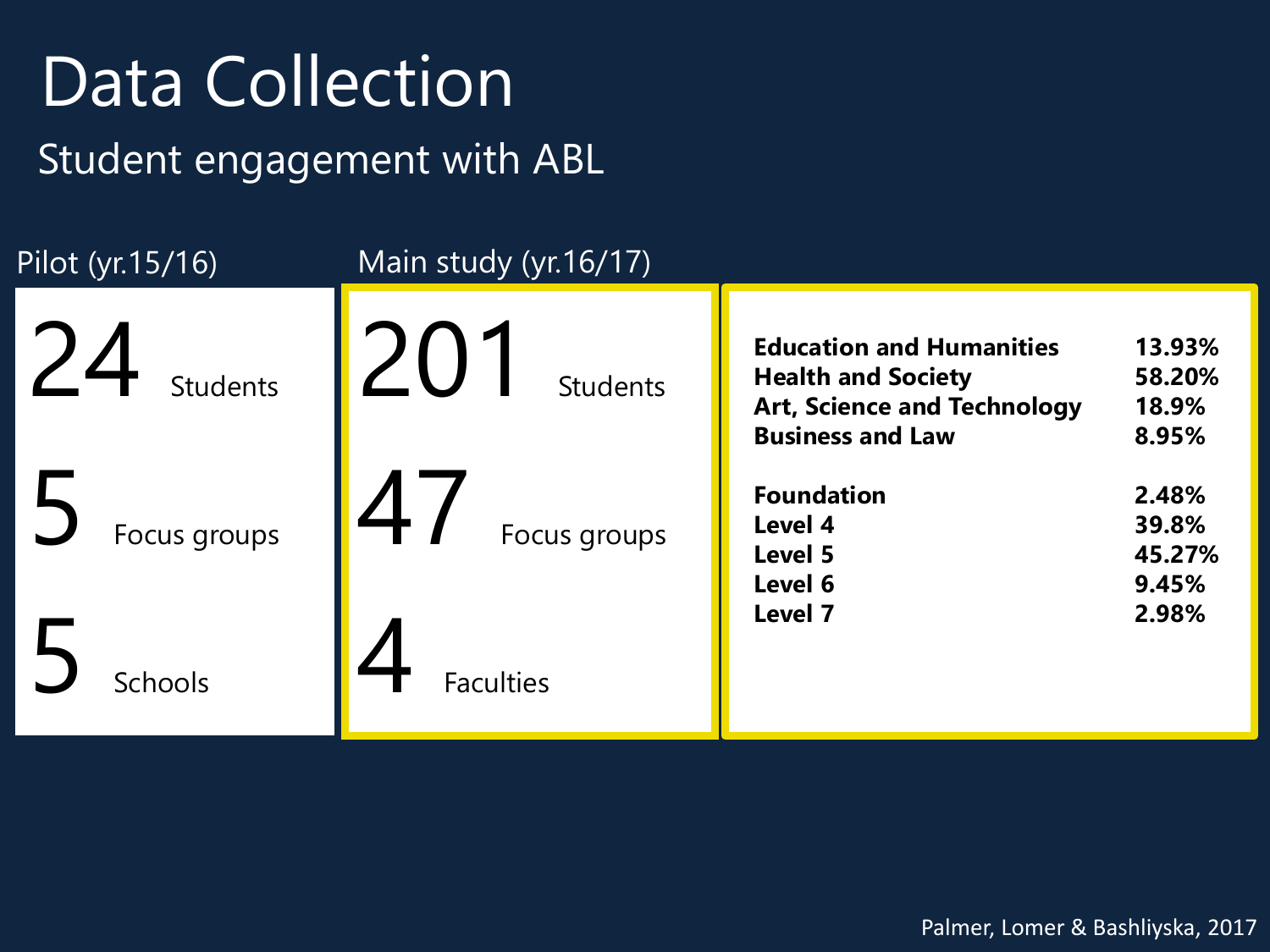# Data Collection

## Student engagement with ABL

### Pilot (yr.15/16)

- **24** Students
- **5** Focus groups
- **5** Schools

### Main study (yr.16/17)

- **201** Students
- **47** Focus groups
- **4** Faculties

| | |
|---|---|
| **Education and Humanities** | **13.93%** |
| **Health and Society** | **58.20%** |
| **Art, Science and Technology** | **18.9%** |
| **Business and Law** | **8.95%** |

| | |
|---|---|
| **Foundation** | **2.48%** |
| **Level 4** | **39.8%** |
| **Level 5** | **45.27%** |
| **Level 6** | **9.45%** |
| **Level 7** | **2.98%** |

Palmer, Lomer & Bashliyska, 2017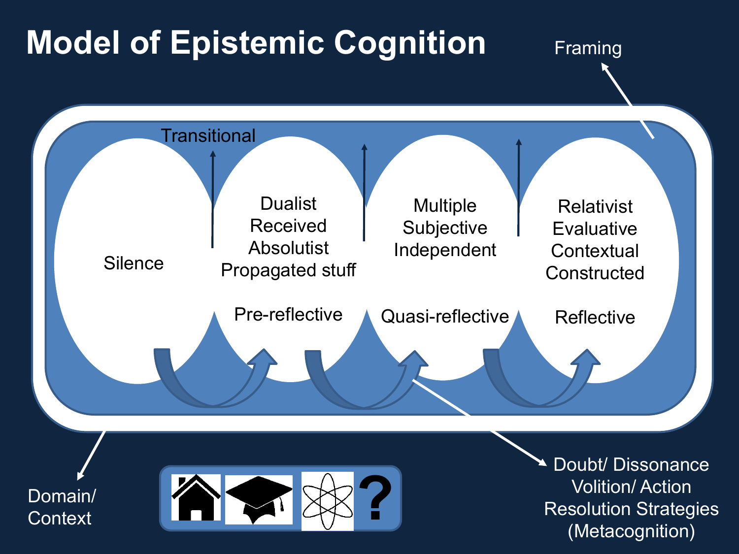# Model of Epistemic Cognition

Framing

Transitional

| Silence | Dualist<br>Received<br>Absolutist<br>Propagated stuff<br><br>Pre-reflective | Multiple<br>Subjective<br>Independent<br><br>Quasi-reflective | Relativist<br>Evaluative<br>Contextual<br>Constructed<br><br>Reflective |
|---|---|---|---|

Domain/ Context

?

Doubt/ Dissonance
Volition/ Action
Resolution Strategies
(Metacognition)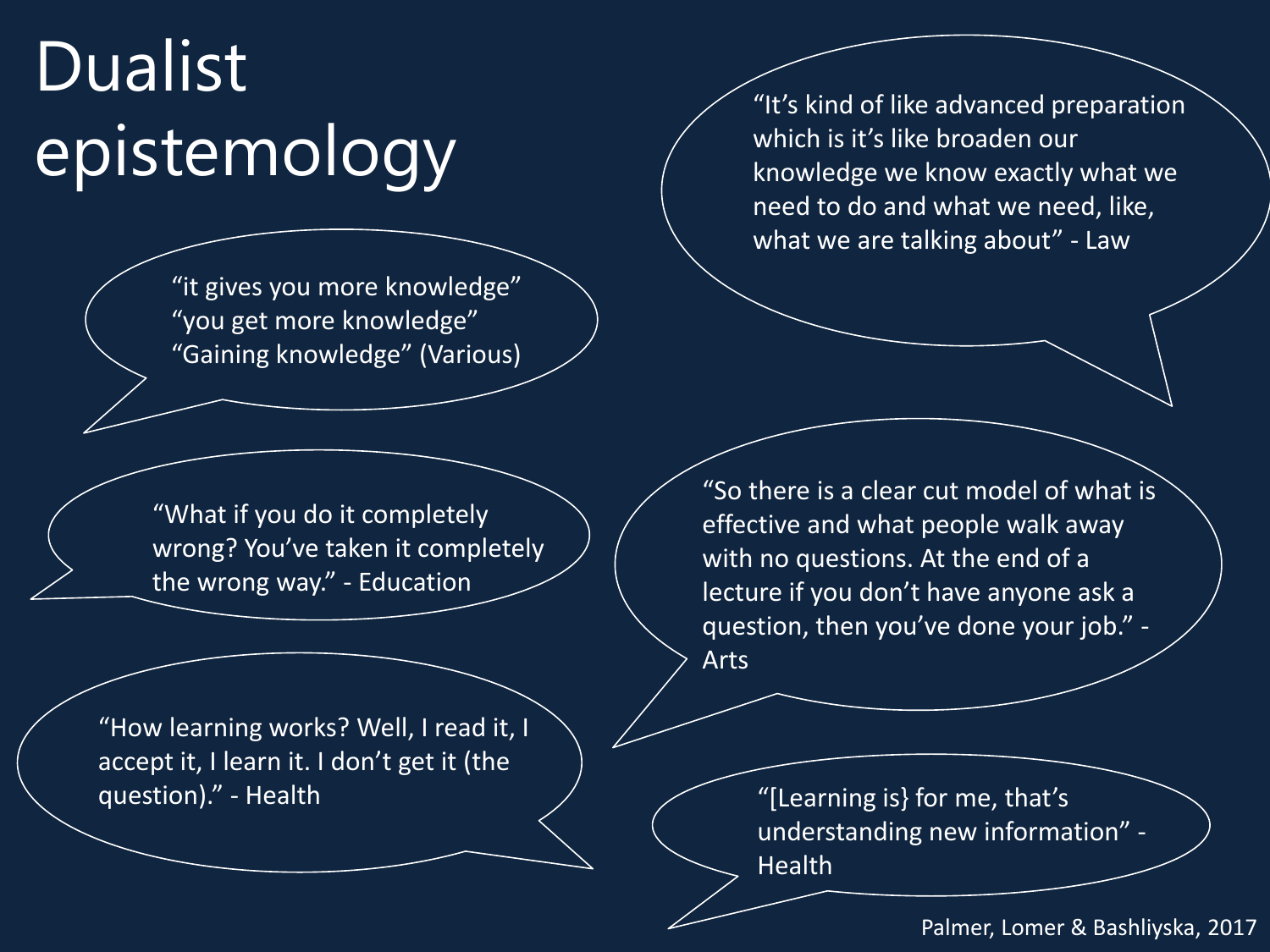# Dualist epistemology

"it gives you more knowledge"
"you get more knowledge"
"Gaining knowledge" (Various)

"It's kind of like advanced preparation which is it's like broaden our knowledge we know exactly what we need to do and what we need, like, what we are talking about" - Law

"What if you do it completely wrong? You've taken it completely the wrong way." - Education

"So there is a clear cut model of what is effective and what people walk away with no questions. At the end of a lecture if you don't have anyone ask a question, then you've done your job." - Arts

"How learning works? Well, I read it, I accept it, I learn it. I don't get it (the question)." - Health

"[Learning is} for me, that's understanding new information" - Health

Palmer, Lomer & Bashliyska, 2017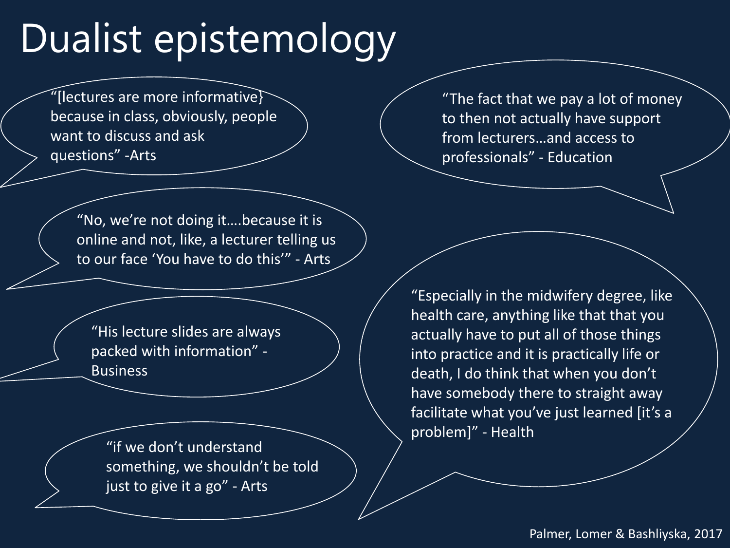# Dualist epistemology

"[lectures are more informative} because in class, obviously, people want to discuss and ask questions" -Arts

"No, we're not doing it….because it is online and not, like, a lecturer telling us to our face 'You have to do this'" - Arts

"His lecture slides are always packed with information" - Business

"if we don't understand something, we shouldn't be told just to give it a go" - Arts

"The fact that we pay a lot of money to then not actually have support from lecturers…and access to professionals" - Education

"Especially in the midwifery degree, like health care, anything like that that you actually have to put all of those things into practice and it is practically life or death, I do think that when you don't have somebody there to straight away facilitate what you've just learned [it's a problem]" - Health

Palmer, Lomer & Bashliyska, 2017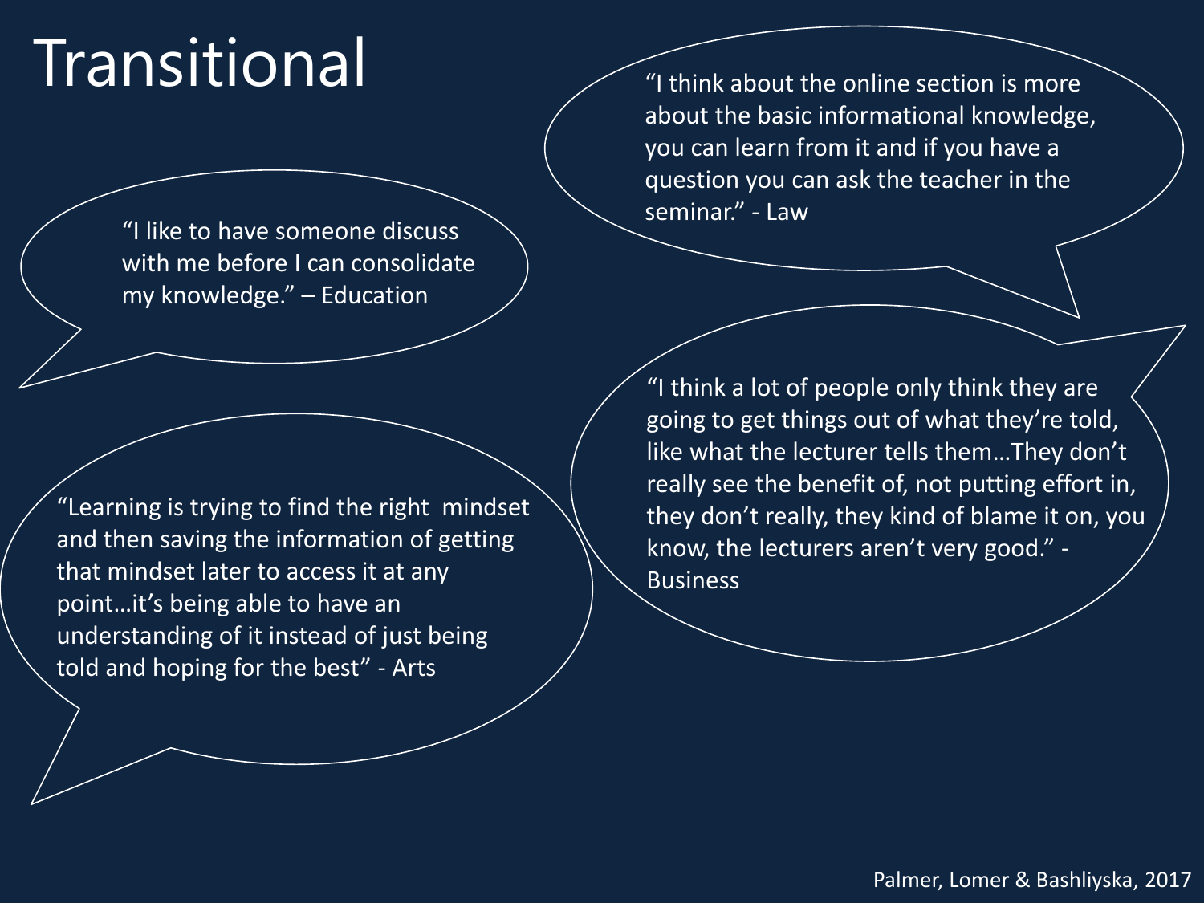# Transitional

"I like to have someone discuss with me before I can consolidate my knowledge." – Education

"Learning is trying to find the right mindset and then saving the information of getting that mindset later to access it at any point…it's being able to have an understanding of it instead of just being told and hoping for the best" - Arts

"I think about the online section is more about the basic informational knowledge, you can learn from it and if you have a question you can ask the teacher in the seminar." - Law

"I think a lot of people only think they are going to get things out of what they're told, like what the lecturer tells them…They don't really see the benefit of, not putting effort in, they don't really, they kind of blame it on, you know, the lecturers aren't very good." - Business

Palmer, Lomer & Bashliyska, 2017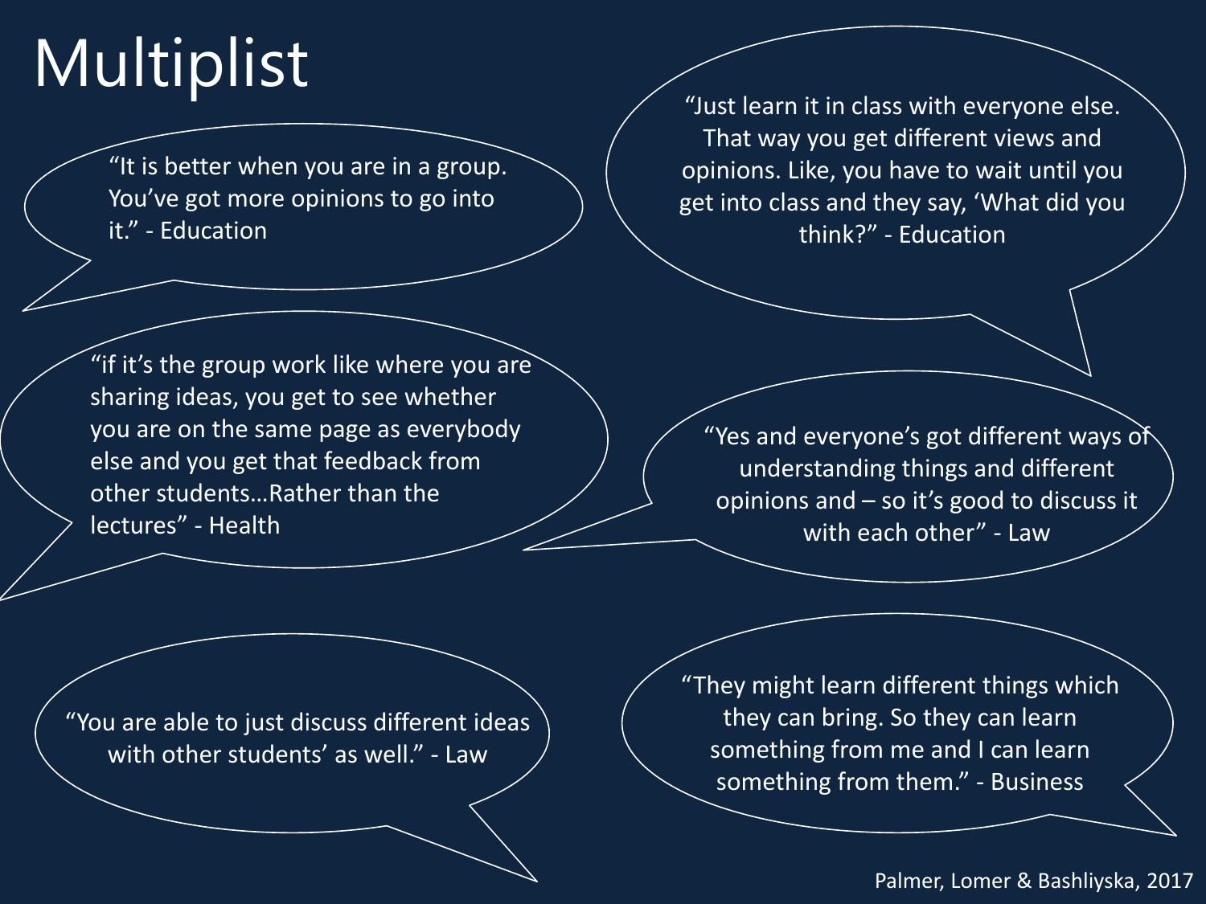# Multiplist

"It is better when you are in a group. You've got more opinions to go into it." - Education

"Just learn it in class with everyone else. That way you get different views and opinions. Like, you have to wait until you get into class and they say, 'What did you think?" - Education

"if it's the group work like where you are sharing ideas, you get to see whether you are on the same page as everybody else and you get that feedback from other students…Rather than the lectures" - Health

"Yes and everyone's got different ways of understanding things and different opinions and – so it's good to discuss it with each other" - Law

"You are able to just discuss different ideas with other students' as well." - Law

"They might learn different things which they can bring. So they can learn something from me and I can learn something from them." - Business

Palmer, Lomer & Bashliyska, 2017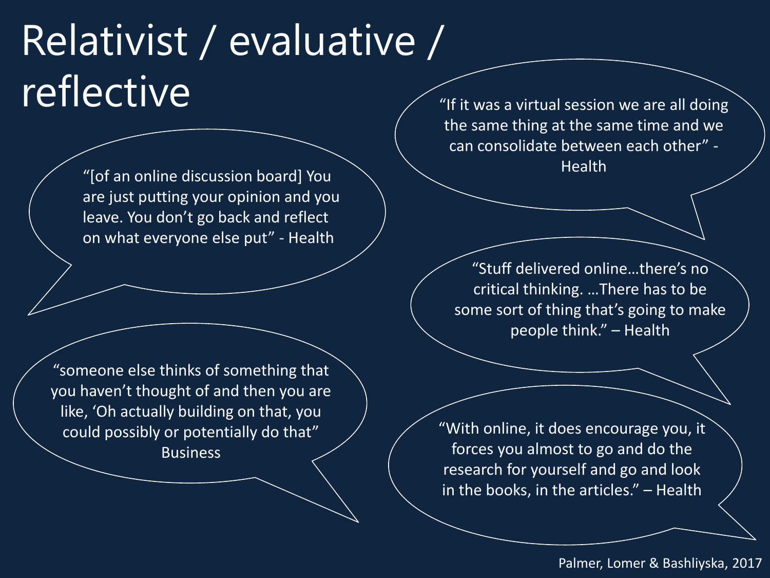# Relativist / evaluative / reflective

"[of an online discussion board] You are just putting your opinion and you leave. You don't go back and reflect on what everyone else put" - Health

"If it was a virtual session we are all doing the same thing at the same time and we can consolidate between each other" - Health

"Stuff delivered online…there's no critical thinking. …There has to be some sort of thing that's going to make people think." – Health

"someone else thinks of something that you haven't thought of and then you are like, 'Oh actually building on that, you could possibly or potentially do that" Business

"With online, it does encourage you, it forces you almost to go and do the research for yourself and go and look in the books, in the articles." – Health

Palmer, Lomer & Bashliyska, 2017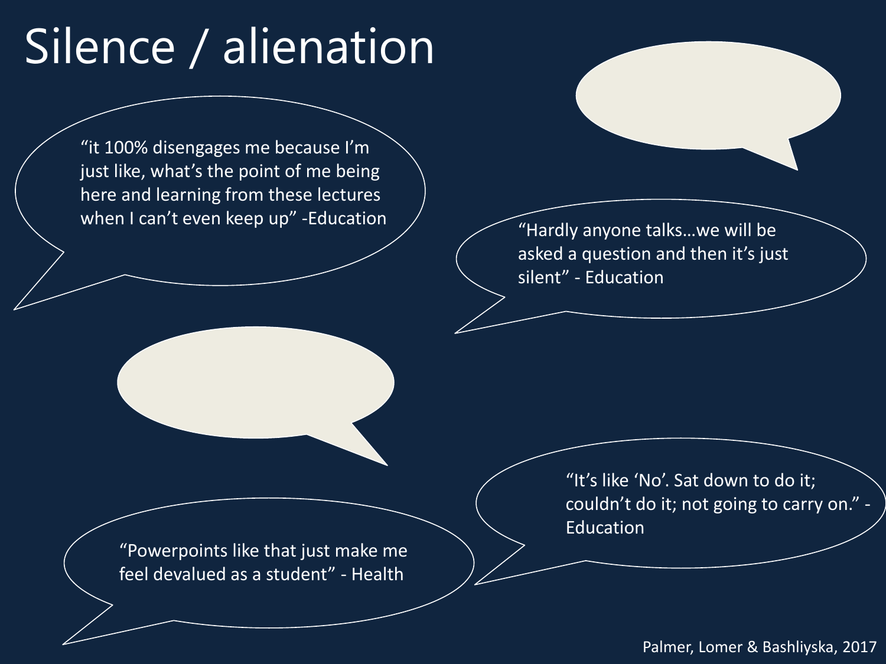# Silence / alienation

"it 100% disengages me because I'm just like, what's the point of me being here and learning from these lectures when I can't even keep up" -Education

"Hardly anyone talks…we will be asked a question and then it's just silent" - Education

"It's like 'No'. Sat down to do it; couldn't do it; not going to carry on." - Education

"Powerpoints like that just make me feel devalued as a student" - Health

Palmer, Lomer & Bashliyska, 2017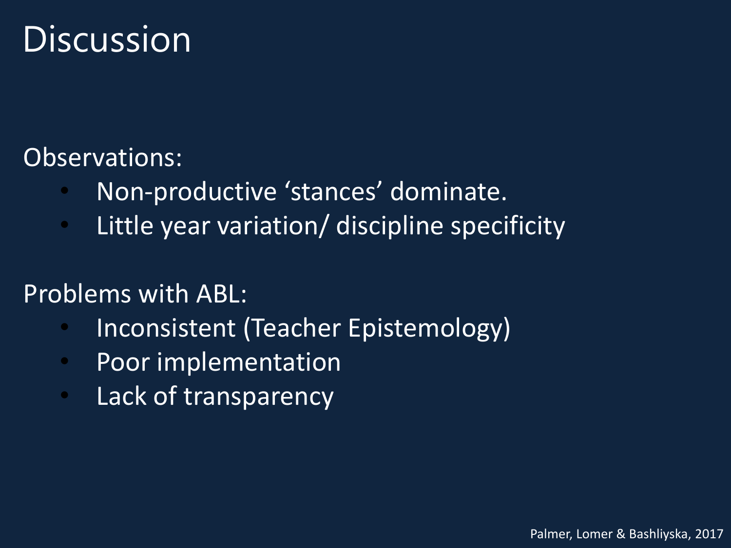# Discussion

Observations:

- Non-productive 'stances' dominate.
- Little year variation/ discipline specificity

Problems with ABL:

- Inconsistent (Teacher Epistemology)
- Poor implementation
- Lack of transparency

Palmer, Lomer & Bashliyska, 2017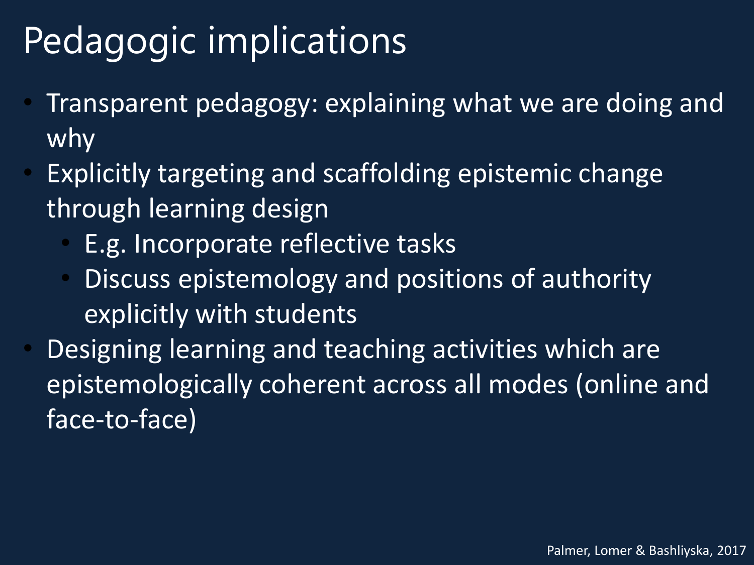# Pedagogic implications

- Transparent pedagogy: explaining what we are doing and why
- Explicitly targeting and scaffolding epistemic change through learning design
  - E.g. Incorporate reflective tasks
  - Discuss epistemology and positions of authority explicitly with students
- Designing learning and teaching activities which are epistemologically coherent across all modes (online and face-to-face)

Palmer, Lomer & Bashliyska, 2017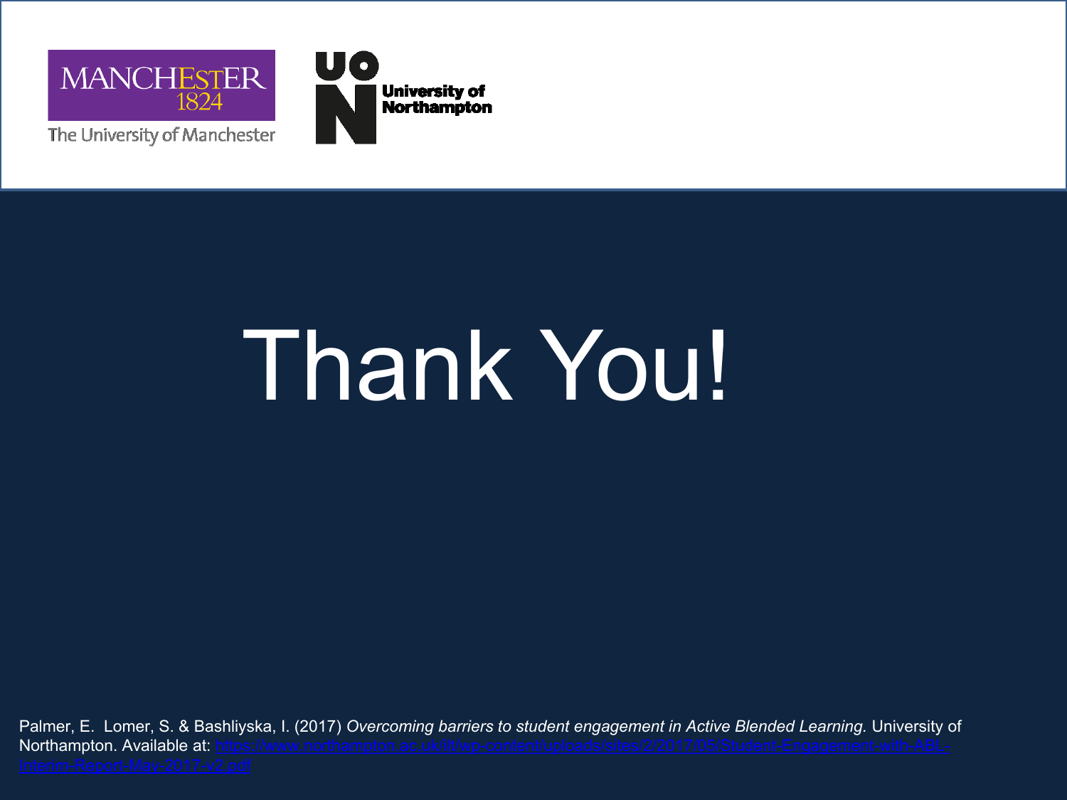MANCHESTER 1824

The University of Manchester

University of Northampton

# Thank You!

Palmer, E. Lomer, S. & Bashliyska, I. (2017) *Overcoming barriers to student engagement in Active Blended Learning.* University of Northampton. Available at: https://www.northampton.ac.uk/ilt/wp-content/uploads/sites/2/2017/05/Student-Engagement-with-ABL-Interim-Report-May-2017-v2.pdf